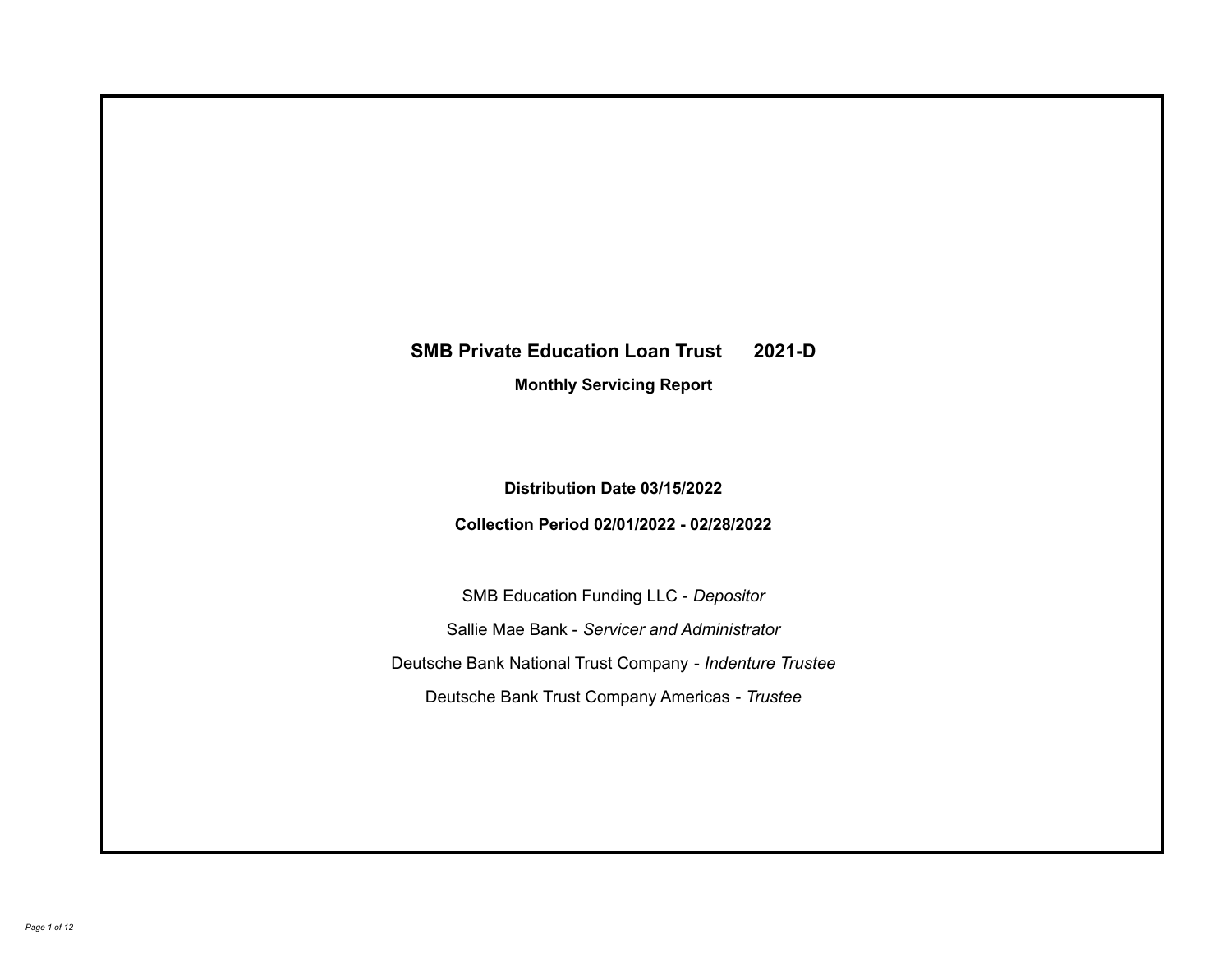# SMB Private Education Loan Trust 2021-D

## Monthly Servicing Report

**Distribution Date 03/15/2022**

**Collection Period 02/01/2022 - 02/28/2022**

SMB Education Funding LLC - *Depositor*

Sallie Mae Bank - *Servicer and Administrator*

Deutsche Bank National Trust Company - *Indenture Trustee*

Deutsche Bank Trust Company Americas - *Trustee*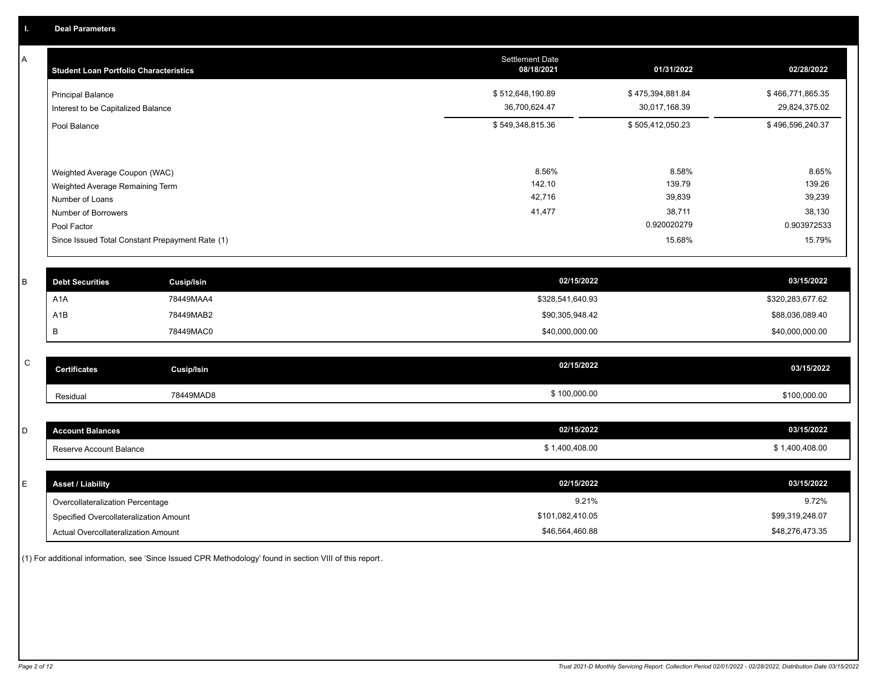## I. Deal Parameters

### A

| Student Loan Portfolio Characteristics | Settlement Date 08/18/2021 | 01/31/2022 | 02/28/2022 |
|---|---|---|---|
| Principal Balance | $ 512,648,190.89 | $ 475,394,881.84 | $ 466,771,865.35 |
| Interest to be Capitalized Balance | 36,700,624.47 | 30,017,168.39 | 29,824,375.02 |
| Pool Balance | $ 549,348,815.36 | $ 505,412,050.23 | $ 496,596,240.37 |
| Weighted Average Coupon (WAC) | 8.56% | 8.58% | 8.65% |
| Weighted Average Remaining Term | 142.10 | 139.79 | 139.26 |
| Number of Loans | 42,716 | 39,839 | 39,239 |
| Number of Borrowers | 41,477 | 38,711 | 38,130 |
| Pool Factor | | 0.920020279 | 0.903972533 |
| Since Issued Total Constant Prepayment Rate (1) | | 15.68% | 15.79% |

### B

| Debt Securities | Cusip/Isin | 02/15/2022 | 03/15/2022 |
|---|---|---|---|
| A1A | 78449MAA4 | $328,541,640.93 | $320,283,677.62 |
| A1B | 78449MAB2 | $90,305,948.42 | $88,036,089.40 |
| B | 78449MAC0 | $40,000,000.00 | $40,000,000.00 |

### C

| Certificates | Cusip/Isin | 02/15/2022 | 03/15/2022 |
|---|---|---|---|
| Residual | 78449MAD8 | $ 100,000.00 | $100,000.00 |

### D

| Account Balances | 02/15/2022 | 03/15/2022 |
|---|---|---|
| Reserve Account Balance | $ 1,400,408.00 | $ 1,400,408.00 |

### E

| Asset / Liability | 02/15/2022 | 03/15/2022 |
|---|---|---|
| Overcollateralization Percentage | 9.21% | 9.72% |
| Specified Overcollateralization Amount | $101,082,410.05 | $99,319,248.07 |
| Actual Overcollateralization Amount | $46,564,460.88 | $48,276,473.35 |

(1) For additional information, see 'Since Issued CPR Methodology' found in section VIII of this report.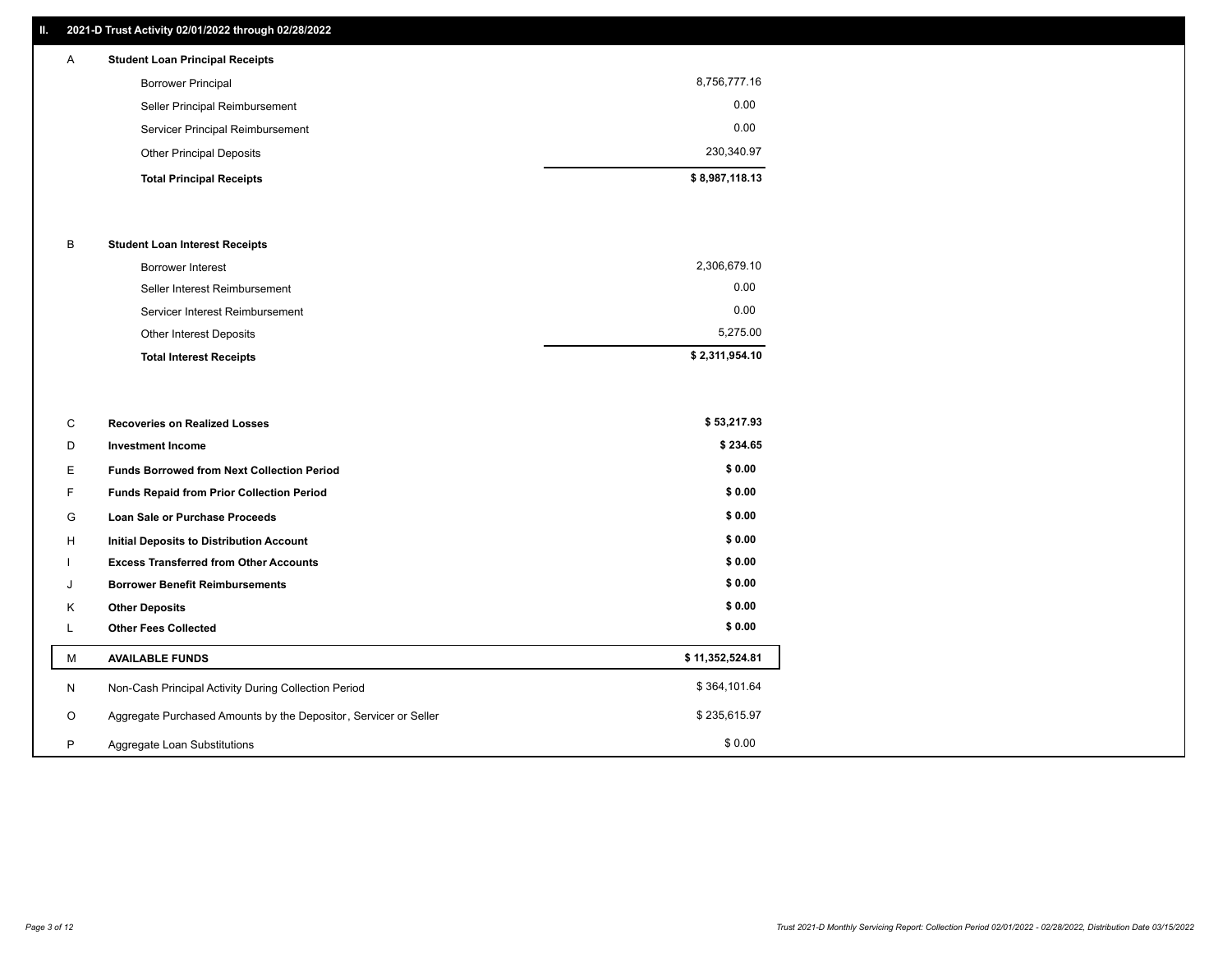## II. 2021-D Trust Activity 02/01/2022 through 02/28/2022

| | | |
|---|---|---|
| A | **Student Loan Principal Receipts** | |
| | Borrower Principal | 8,756,777.16 |
| | Seller Principal Reimbursement | 0.00 |
| | Servicer Principal Reimbursement | 0.00 |
| | Other Principal Deposits | 230,340.97 |
| | **Total Principal Receipts** | **$ 8,987,118.13** |
| B | **Student Loan Interest Receipts** | |
| | Borrower Interest | 2,306,679.10 |
| | Seller Interest Reimbursement | 0.00 |
| | Servicer Interest Reimbursement | 0.00 |
| | Other Interest Deposits | 5,275.00 |
| | **Total Interest Receipts** | **$ 2,311,954.10** |
| C | **Recoveries on Realized Losses** | **$ 53,217.93** |
| D | **Investment Income** | **$ 234.65** |
| E | **Funds Borrowed from Next Collection Period** | **$ 0.00** |
| F | **Funds Repaid from Prior Collection Period** | **$ 0.00** |
| G | **Loan Sale or Purchase Proceeds** | **$ 0.00** |
| H | **Initial Deposits to Distribution Account** | **$ 0.00** |
| I | **Excess Transferred from Other Accounts** | **$ 0.00** |
| J | **Borrower Benefit Reimbursements** | **$ 0.00** |
| K | **Other Deposits** | **$ 0.00** |
| L | **Other Fees Collected** | **$ 0.00** |
| M | **AVAILABLE FUNDS** | **$ 11,352,524.81** |
| N | Non-Cash Principal Activity During Collection Period | $ 364,101.64 |
| O | Aggregate Purchased Amounts by the Depositor, Servicer or Seller | $ 235,615.97 |
| P | Aggregate Loan Substitutions | $ 0.00 |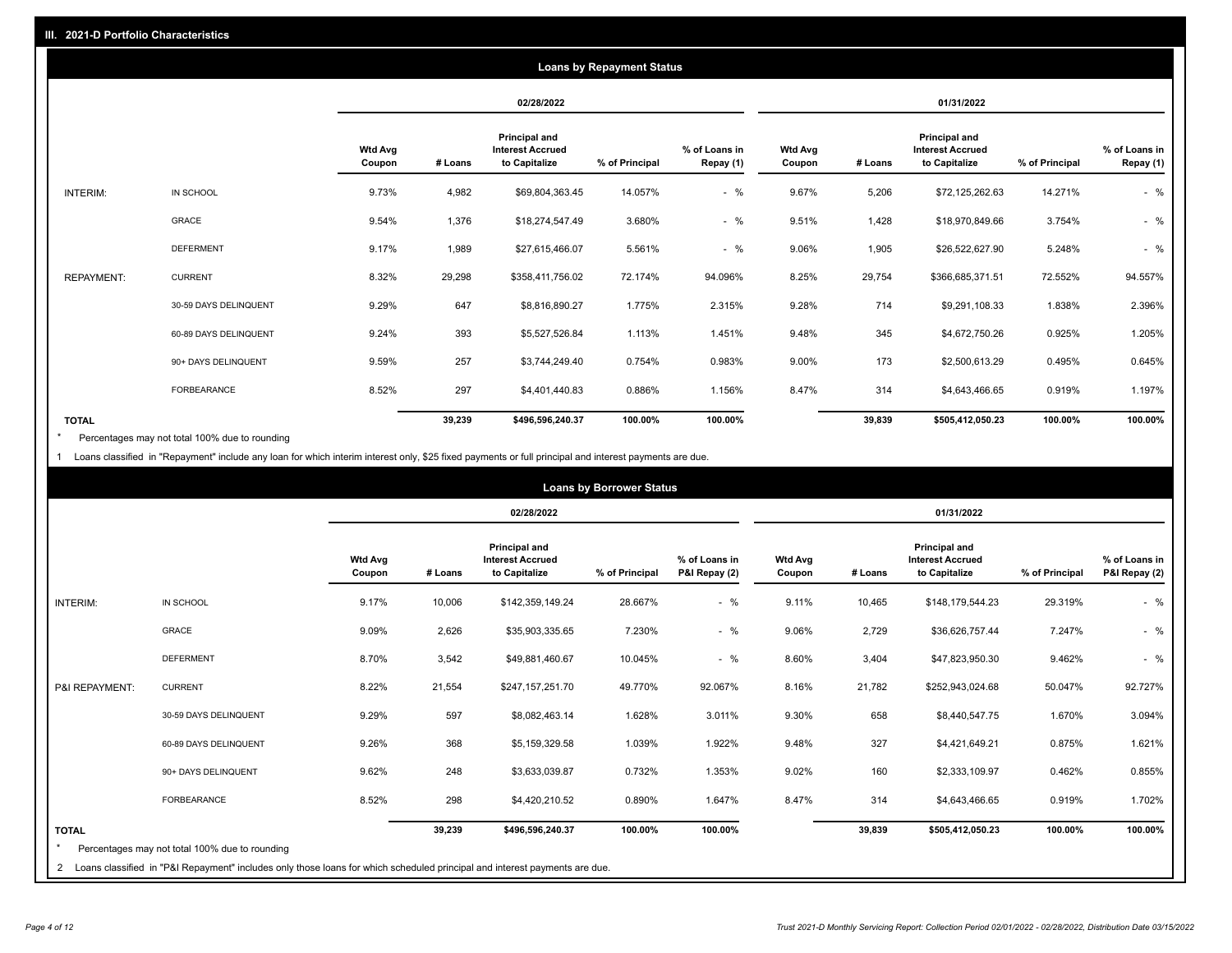## III. 2021-D Portfolio Characteristics

### Loans by Repayment Status

| | | 02/28/2022 | | | | | 01/31/2022 | | | | |
|---|---|---|---|---|---|---|---|---|---|---|---|
| | | Wtd Avg Coupon | # Loans | Principal and Interest Accrued to Capitalize | % of Principal | % of Loans in Repay (1) | Wtd Avg Coupon | # Loans | Principal and Interest Accrued to Capitalize | % of Principal | % of Loans in Repay (1) |
| INTERIM: | IN SCHOOL | 9.73% | 4,982 | $69,804,363.45 | 14.057% | - % | 9.67% | 5,206 | $72,125,262.63 | 14.271% | - % |
| | GRACE | 9.54% | 1,376 | $18,274,547.49 | 3.680% | - % | 9.51% | 1,428 | $18,970,849.66 | 3.754% | - % |
| | DEFERMENT | 9.17% | 1,989 | $27,615,466.07 | 5.561% | - % | 9.06% | 1,905 | $26,522,627.90 | 5.248% | - % |
| REPAYMENT: | CURRENT | 8.32% | 29,298 | $358,411,756.02 | 72.174% | 94.096% | 8.25% | 29,754 | $366,685,371.51 | 72.552% | 94.557% |
| | 30-59 DAYS DELINQUENT | 9.29% | 647 | $8,816,890.27 | 1.775% | 2.315% | 9.28% | 714 | $9,291,108.33 | 1.838% | 2.396% |
| | 60-89 DAYS DELINQUENT | 9.24% | 393 | $5,527,526.84 | 1.113% | 1.451% | 9.48% | 345 | $4,672,750.26 | 0.925% | 1.205% |
| | 90+ DAYS DELINQUENT | 9.59% | 257 | $3,744,249.40 | 0.754% | 0.983% | 9.00% | 173 | $2,500,613.29 | 0.495% | 0.645% |
| | FORBEARANCE | 8.52% | 297 | $4,401,440.83 | 0.886% | 1.156% | 8.47% | 314 | $4,643,466.65 | 0.919% | 1.197% |
| TOTAL | | | 39,239 | $496,596,240.37 | 100.00% | 100.00% | | 39,839 | $505,412,050.23 | 100.00% | 100.00% |

\* Percentages may not total 100% due to rounding

1 Loans classified in "Repayment" include any loan for which interim interest only, $25 fixed payments or full principal and interest payments are due.

### Loans by Borrower Status

| | | 02/28/2022 | | | | | 01/31/2022 | | | | |
|---|---|---|---|---|---|---|---|---|---|---|---|
| | | Wtd Avg Coupon | # Loans | Principal and Interest Accrued to Capitalize | % of Principal | % of Loans in P&I Repay (2) | Wtd Avg Coupon | # Loans | Principal and Interest Accrued to Capitalize | % of Principal | % of Loans in P&I Repay (2) |
| INTERIM: | IN SCHOOL | 9.17% | 10,006 | $142,359,149.24 | 28.667% | - % | 9.11% | 10,465 | $148,179,544.23 | 29.319% | - % |
| | GRACE | 9.09% | 2,626 | $35,903,335.65 | 7.230% | - % | 9.06% | 2,729 | $36,626,757.44 | 7.247% | - % |
| | DEFERMENT | 8.70% | 3,542 | $49,881,460.67 | 10.045% | - % | 8.60% | 3,404 | $47,823,950.30 | 9.462% | - % |
| P&I REPAYMENT: | CURRENT | 8.22% | 21,554 | $247,157,251.70 | 49.770% | 92.067% | 8.16% | 21,782 | $252,943,024.68 | 50.047% | 92.727% |
| | 30-59 DAYS DELINQUENT | 9.29% | 597 | $8,082,463.14 | 1.628% | 3.011% | 9.30% | 658 | $8,440,547.75 | 1.670% | 3.094% |
| | 60-89 DAYS DELINQUENT | 9.26% | 368 | $5,159,329.58 | 1.039% | 1.922% | 9.48% | 327 | $4,421,649.21 | 0.875% | 1.621% |
| | 90+ DAYS DELINQUENT | 9.62% | 248 | $3,633,039.87 | 0.732% | 1.353% | 9.02% | 160 | $2,333,109.97 | 0.462% | 0.855% |
| | FORBEARANCE | 8.52% | 298 | $4,420,210.52 | 0.890% | 1.647% | 8.47% | 314 | $4,643,466.65 | 0.919% | 1.702% |
| TOTAL | | | 39,239 | $496,596,240.37 | 100.00% | 100.00% | | 39,839 | $505,412,050.23 | 100.00% | 100.00% |

\* Percentages may not total 100% due to rounding

2 Loans classified in "P&I Repayment" includes only those loans for which scheduled principal and interest payments are due.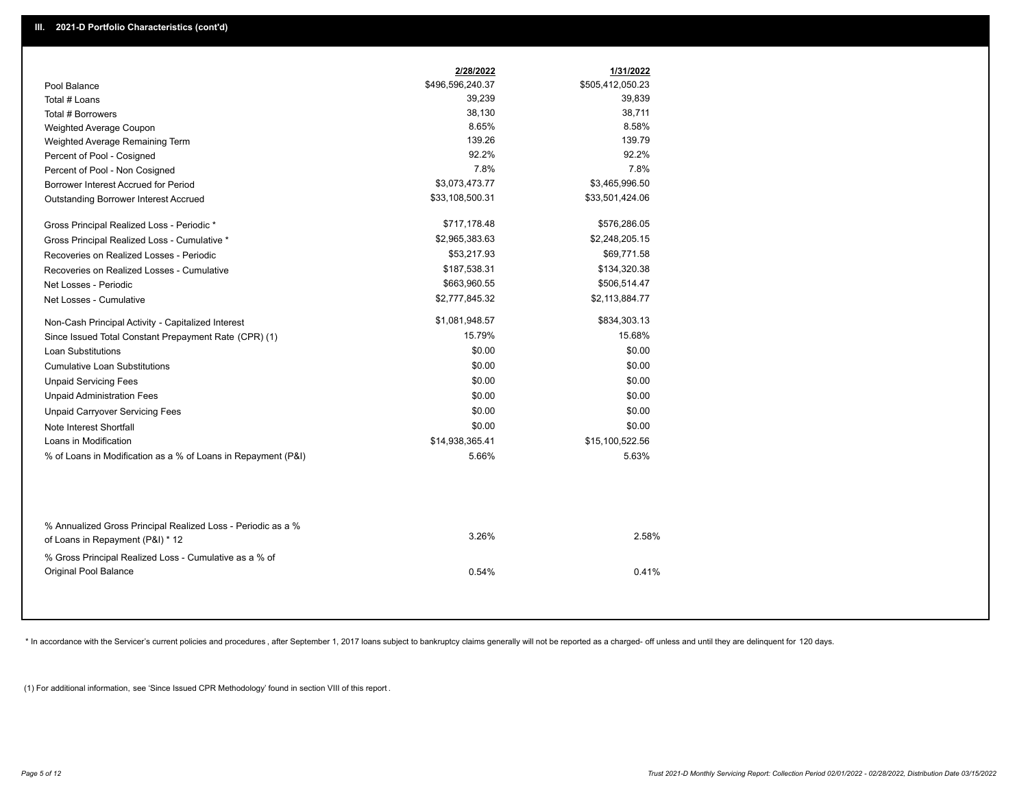## III. 2021-D Portfolio Characteristics (cont'd)

| | 2/28/2022 | 1/31/2022 |
|---|---|---|
| Pool Balance | $496,596,240.37 | $505,412,050.23 |
| Total # Loans | 39,239 | 39,839 |
| Total # Borrowers | 38,130 | 38,711 |
| Weighted Average Coupon | 8.65% | 8.58% |
| Weighted Average Remaining Term | 139.26 | 139.79 |
| Percent of Pool - Cosigned | 92.2% | 92.2% |
| Percent of Pool - Non Cosigned | 7.8% | 7.8% |
| Borrower Interest Accrued for Period | $3,073,473.77 | $3,465,996.50 |
| Outstanding Borrower Interest Accrued | $33,108,500.31 | $33,501,424.06 |
| Gross Principal Realized Loss - Periodic * | $717,178.48 | $576,286.05 |
| Gross Principal Realized Loss - Cumulative * | $2,965,383.63 | $2,248,205.15 |
| Recoveries on Realized Losses - Periodic | $53,217.93 | $69,771.58 |
| Recoveries on Realized Losses - Cumulative | $187,538.31 | $134,320.38 |
| Net Losses - Periodic | $663,960.55 | $506,514.47 |
| Net Losses - Cumulative | $2,777,845.32 | $2,113,884.77 |
| Non-Cash Principal Activity - Capitalized Interest | $1,081,948.57 | $834,303.13 |
| Since Issued Total Constant Prepayment Rate (CPR) (1) | 15.79% | 15.68% |
| Loan Substitutions | $0.00 | $0.00 |
| Cumulative Loan Substitutions | $0.00 | $0.00 |
| Unpaid Servicing Fees | $0.00 | $0.00 |
| Unpaid Administration Fees | $0.00 | $0.00 |
| Unpaid Carryover Servicing Fees | $0.00 | $0.00 |
| Note Interest Shortfall | $0.00 | $0.00 |
| Loans in Modification | $14,938,365.41 | $15,100,522.56 |
| % of Loans in Modification as a % of Loans in Repayment (P&I) | 5.66% | 5.63% |
| % Annualized Gross Principal Realized Loss - Periodic as a % of Loans in Repayment (P&I) * 12 | 3.26% | 2.58% |
| % Gross Principal Realized Loss - Cumulative as a % of Original Pool Balance | 0.54% | 0.41% |

* In accordance with the Servicer's current policies and procedures, after September 1, 2017 loans subject to bankruptcy claims generally will not be reported as a charged- off unless and until they are delinquent for 120 days.

(1) For additional information, see 'Since Issued CPR Methodology' found in section VIII of this report.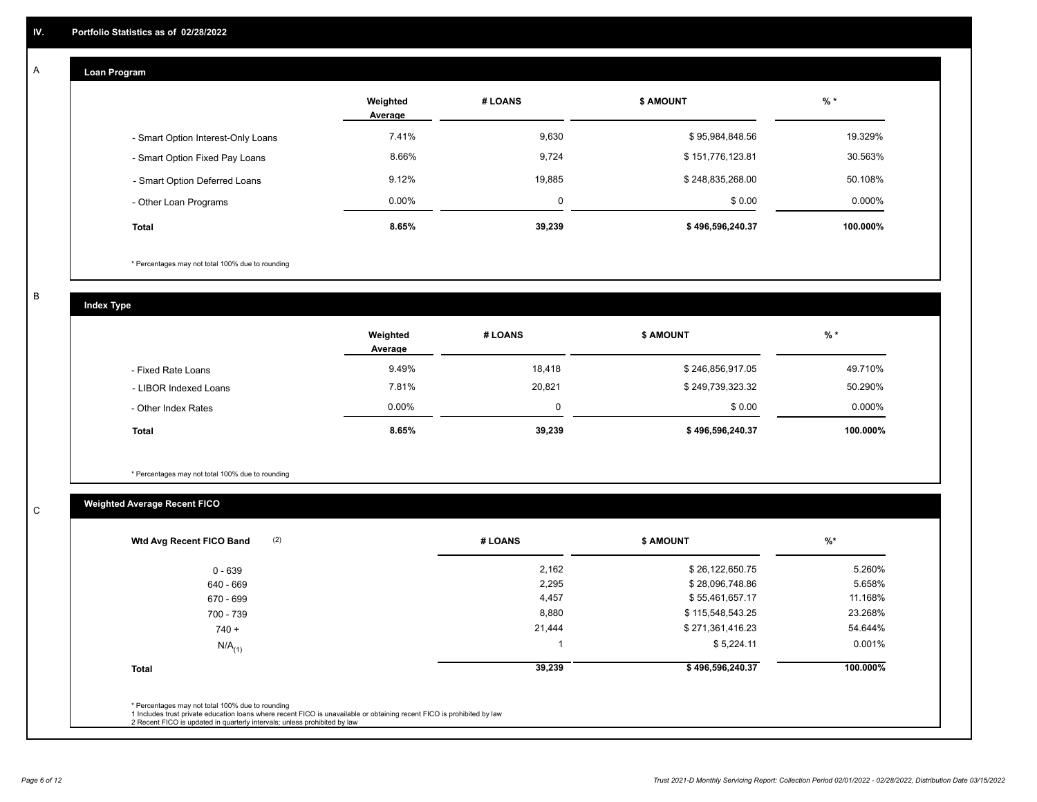## IV. Portfolio Statistics as of 02/28/2022

### A Loan Program

| | Weighted Average | # LOANS | $ AMOUNT | % * |
|---|---|---|---|---|
| - Smart Option Interest-Only Loans | 7.41% | 9,630 | $ 95,984,848.56 | 19.329% |
| - Smart Option Fixed Pay Loans | 8.66% | 9,724 | $ 151,776,123.81 | 30.563% |
| - Smart Option Deferred Loans | 9.12% | 19,885 | $ 248,835,268.00 | 50.108% |
| - Other Loan Programs | 0.00% | 0 | $ 0.00 | 0.000% |
| **Total** | **8.65%** | **39,239** | **$ 496,596,240.37** | **100.000%** |

* Percentages may not total 100% due to rounding

### B Index Type

| | Weighted Average | # LOANS | $ AMOUNT | % * |
|---|---|---|---|---|
| - Fixed Rate Loans | 9.49% | 18,418 | $ 246,856,917.05 | 49.710% |
| - LIBOR Indexed Loans | 7.81% | 20,821 | $ 249,739,323.32 | 50.290% |
| - Other Index Rates | 0.00% | 0 | $ 0.00 | 0.000% |
| **Total** | **8.65%** | **39,239** | **$ 496,596,240.37** | **100.000%** |

* Percentages may not total 100% due to rounding

### C Weighted Average Recent FICO

| Wtd Avg Recent FICO Band (2) | # LOANS | $ AMOUNT | %* |
|---|---|---|---|
| 0 - 639 | 2,162 | $ 26,122,650.75 | 5.260% |
| 640 - 669 | 2,295 | $ 28,096,748.86 | 5.658% |
| 670 - 699 | 4,457 | $ 55,461,657.17 | 11.168% |
| 700 - 739 | 8,880 | $ 115,548,543.25 | 23.268% |
| 740 + | 21,444 | $ 271,361,416.23 | 54.644% |
| N/A(1) | 1 | $ 5,224.11 | 0.001% |
| **Total** | **39,239** | **$ 496,596,240.37** | **100.000%** |

* Percentages may not total 100% due to rounding
1 Includes trust private education loans where recent FICO is unavailable or obtaining recent FICO is prohibited by law
2 Recent FICO is updated in quarterly intervals; unless prohibited by law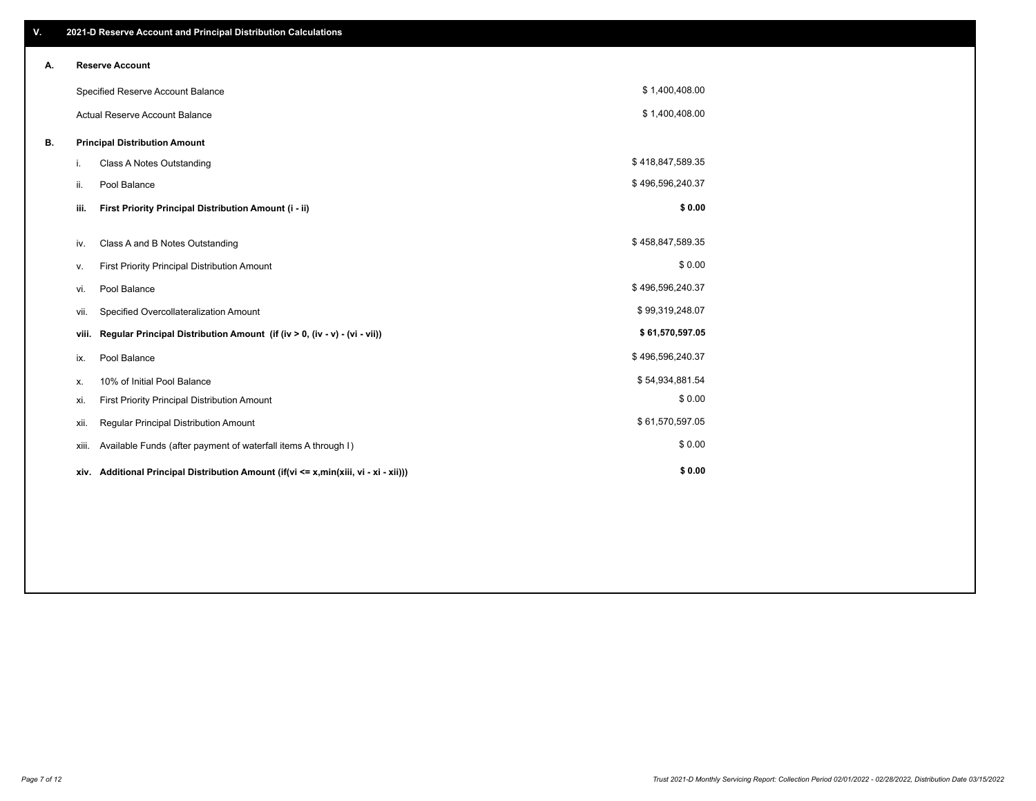## V. 2021-D Reserve Account and Principal Distribution Calculations

### A. Reserve Account

| | |
|---|---|
| Specified Reserve Account Balance | $ 1,400,408.00 |
| Actual Reserve Account Balance | $ 1,400,408.00 |

### B. Principal Distribution Amount

| | | |
|---|---|---|
| i. | Class A Notes Outstanding | $ 418,847,589.35 |
| ii. | Pool Balance | $ 496,596,240.37 |
| **iii.** | **First Priority Principal Distribution Amount (i - ii)** | **$ 0.00** |
| iv. | Class A and B Notes Outstanding | $ 458,847,589.35 |
| v. | First Priority Principal Distribution Amount | $ 0.00 |
| vi. | Pool Balance | $ 496,596,240.37 |
| vii. | Specified Overcollateralization Amount | $ 99,319,248.07 |
| **viii.** | **Regular Principal Distribution Amount (if (iv > 0, (iv - v) - (vi - vii))** | **$ 61,570,597.05** |
| ix. | Pool Balance | $ 496,596,240.37 |
| x. | 10% of Initial Pool Balance | $ 54,934,881.54 |
| xi. | First Priority Principal Distribution Amount | $ 0.00 |
| xii. | Regular Principal Distribution Amount | $ 61,570,597.05 |
| xiii. | Available Funds (after payment of waterfall items A through I) | $ 0.00 |
| **xiv.** | **Additional Principal Distribution Amount (if(vi <= x,min(xiii, vi - xi - xii)))** | **$ 0.00** |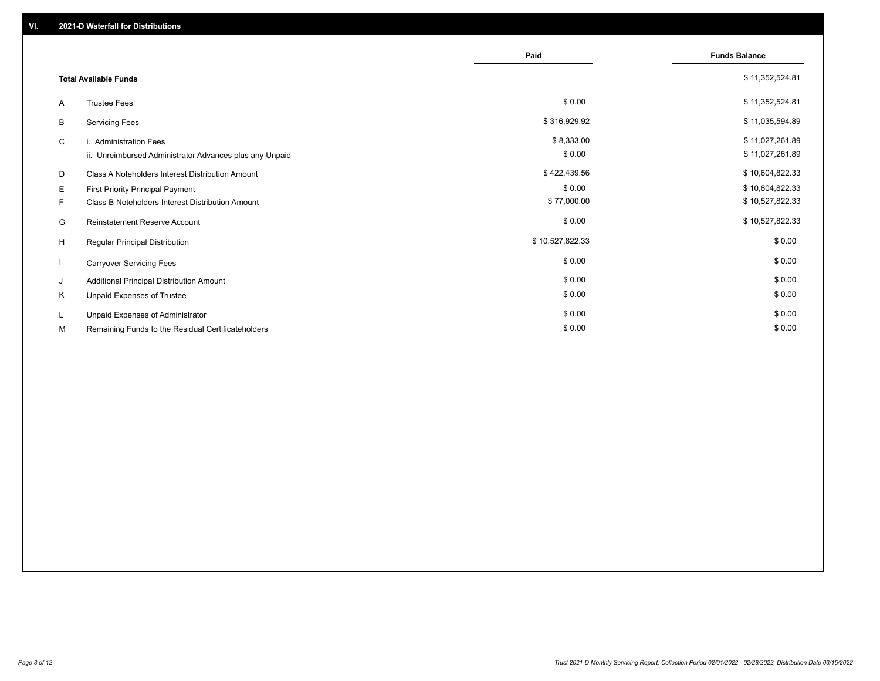## VI. 2021-D Waterfall for Distributions

| | | Paid | Funds Balance |
|---|---|---|---|
| | **Total Available Funds** | | $ 11,352,524.81 |
| A | Trustee Fees | $ 0.00 | $ 11,352,524.81 |
| B | Servicing Fees | $ 316,929.92 | $ 11,035,594.89 |
| C | i. Administration Fees | $ 8,333.00 | $ 11,027,261.89 |
| | ii. Unreimbursed Administrator Advances plus any Unpaid | $ 0.00 | $ 11,027,261.89 |
| D | Class A Noteholders Interest Distribution Amount | $ 422,439.56 | $ 10,604,822.33 |
| E | First Priority Principal Payment | $ 0.00 | $ 10,604,822.33 |
| F | Class B Noteholders Interest Distribution Amount | $ 77,000.00 | $ 10,527,822.33 |
| G | Reinstatement Reserve Account | $ 0.00 | $ 10,527,822.33 |
| H | Regular Principal Distribution | $ 10,527,822.33 | $ 0.00 |
| I | Carryover Servicing Fees | $ 0.00 | $ 0.00 |
| J | Additional Principal Distribution Amount | $ 0.00 | $ 0.00 |
| K | Unpaid Expenses of Trustee | $ 0.00 | $ 0.00 |
| L | Unpaid Expenses of Administrator | $ 0.00 | $ 0.00 |
| M | Remaining Funds to the Residual Certificateholders | $ 0.00 | $ 0.00 |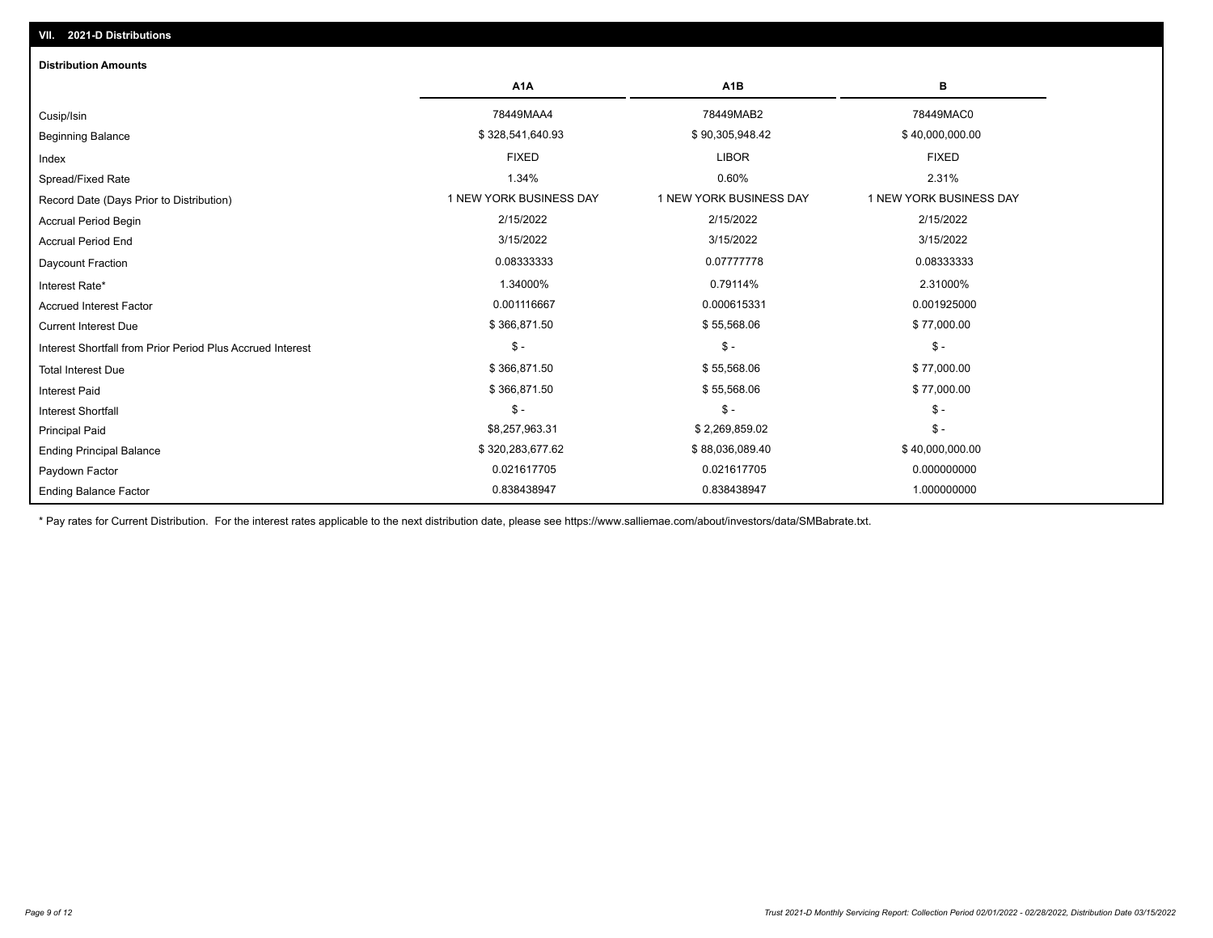## VII. 2021-D Distributions

### Distribution Amounts

| | A1A | A1B | B |
|---|---|---|---|
| Cusip/Isin | 78449MAA4 | 78449MAB2 | 78449MAC0 |
| Beginning Balance | $ 328,541,640.93 | $ 90,305,948.42 | $ 40,000,000.00 |
| Index | FIXED | LIBOR | FIXED |
| Spread/Fixed Rate | 1.34% | 0.60% | 2.31% |
| Record Date (Days Prior to Distribution) | 1 NEW YORK BUSINESS DAY | 1 NEW YORK BUSINESS DAY | 1 NEW YORK BUSINESS DAY |
| Accrual Period Begin | 2/15/2022 | 2/15/2022 | 2/15/2022 |
| Accrual Period End | 3/15/2022 | 3/15/2022 | 3/15/2022 |
| Daycount Fraction | 0.08333333 | 0.07777778 | 0.08333333 |
| Interest Rate* | 1.34000% | 0.79114% | 2.31000% |
| Accrued Interest Factor | 0.001116667 | 0.000615331 | 0.001925000 |
| Current Interest Due | $ 366,871.50 | $ 55,568.06 | $ 77,000.00 |
| Interest Shortfall from Prior Period Plus Accrued Interest | $ - | $ - | $ - |
| Total Interest Due | $ 366,871.50 | $ 55,568.06 | $ 77,000.00 |
| Interest Paid | $ 366,871.50 | $ 55,568.06 | $ 77,000.00 |
| Interest Shortfall | $ - | $ - | $ - |
| Principal Paid | $8,257,963.31 | $ 2,269,859.02 | $ - |
| Ending Principal Balance | $ 320,283,677.62 | $ 88,036,089.40 | $ 40,000,000.00 |
| Paydown Factor | 0.021617705 | 0.021617705 | 0.000000000 |
| Ending Balance Factor | 0.838438947 | 0.838438947 | 1.000000000 |

* Pay rates for Current Distribution. For the interest rates applicable to the next distribution date, please see https://www.salliemae.com/about/investors/data/SMBabrate.txt.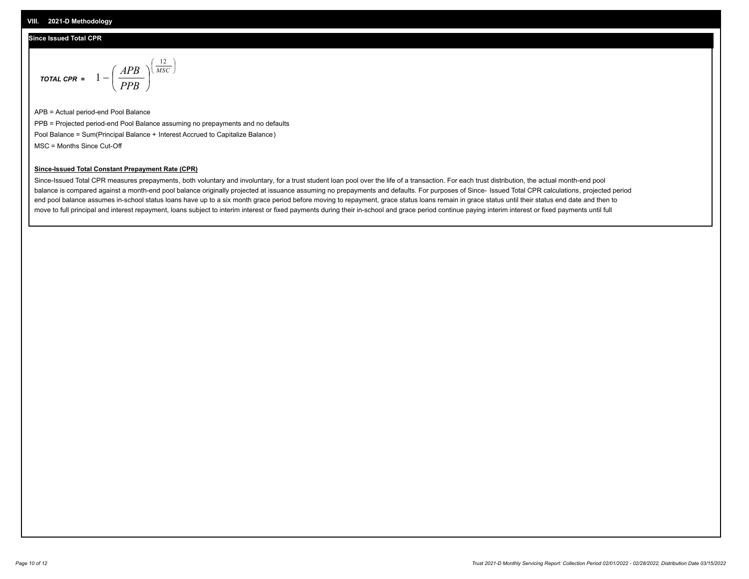## VIII. 2021-D Methodology

### Since Issued Total CPR

$$\textit{TOTAL CPR} = 1 - \left( \frac{APB}{PPB} \right)^{\left( \frac{12}{MSC} \right)}$$

APB = Actual period-end Pool Balance

PPB = Projected period-end Pool Balance assuming no prepayments and no defaults

Pool Balance = Sum(Principal Balance + Interest Accrued to Capitalize Balance)

MSC = Months Since Cut-Off

**Since-Issued Total Constant Prepayment Rate (CPR)**

Since-Issued Total CPR measures prepayments, both voluntary and involuntary, for a trust student loan pool over the life of a transaction. For each trust distribution, the actual month-end pool balance is compared against a month-end pool balance originally projected at issuance assuming no prepayments and defaults. For purposes of Since- Issued Total CPR calculations, projected period end pool balance assumes in-school status loans have up to a six month grace period before moving to repayment, grace status loans remain in grace status until their status end date and then to move to full principal and interest repayment, loans subject to interim interest or fixed payments during their in-school and grace period continue paying interim interest or fixed payments until full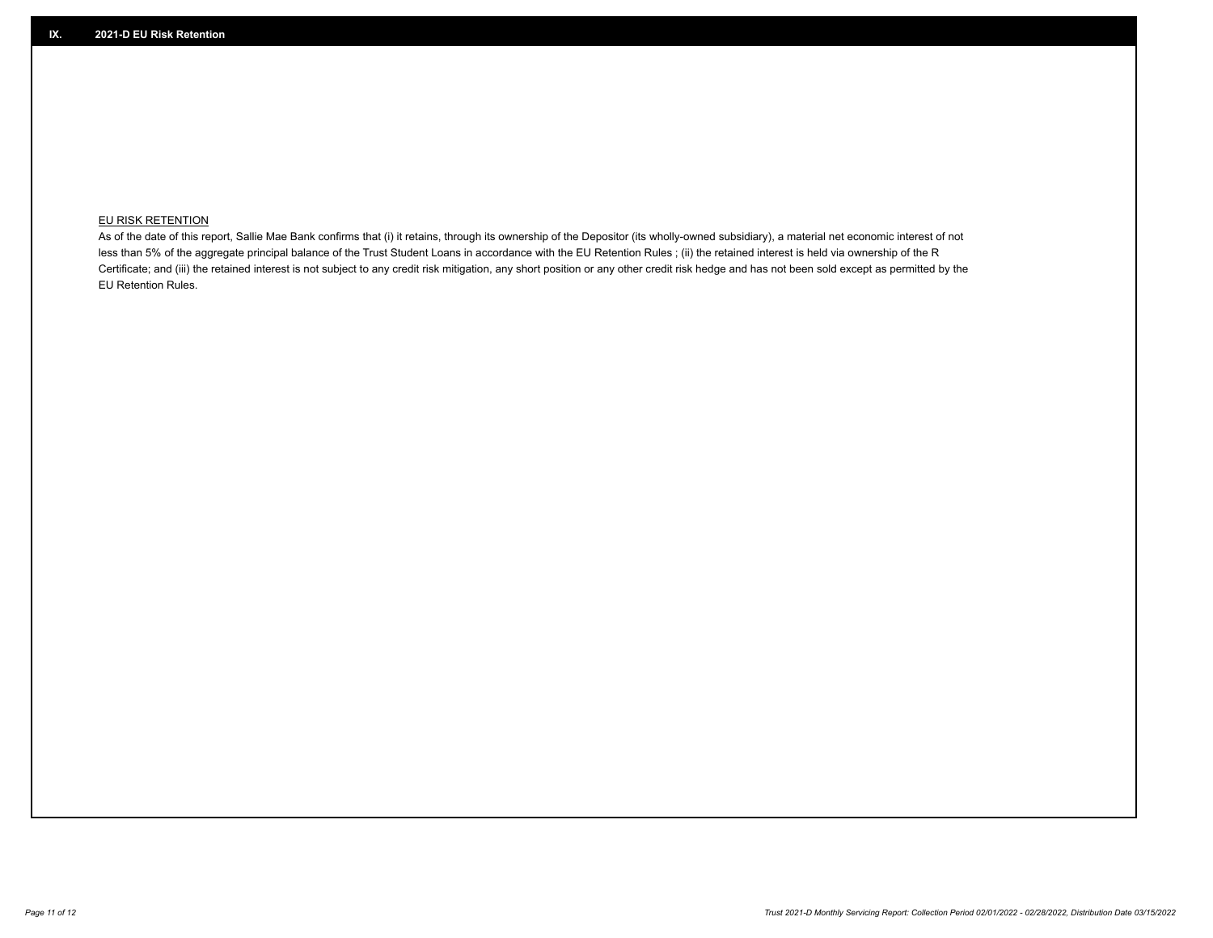## IX. 2021-D EU Risk Retention

EU RISK RETENTION

As of the date of this report, Sallie Mae Bank confirms that (i) it retains, through its ownership of the Depositor (its wholly-owned subsidiary), a material net economic interest of not less than 5% of the aggregate principal balance of the Trust Student Loans in accordance with the EU Retention Rules ; (ii) the retained interest is held via ownership of the R Certificate; and (iii) the retained interest is not subject to any credit risk mitigation, any short position or any other credit risk hedge and has not been sold except as permitted by the EU Retention Rules.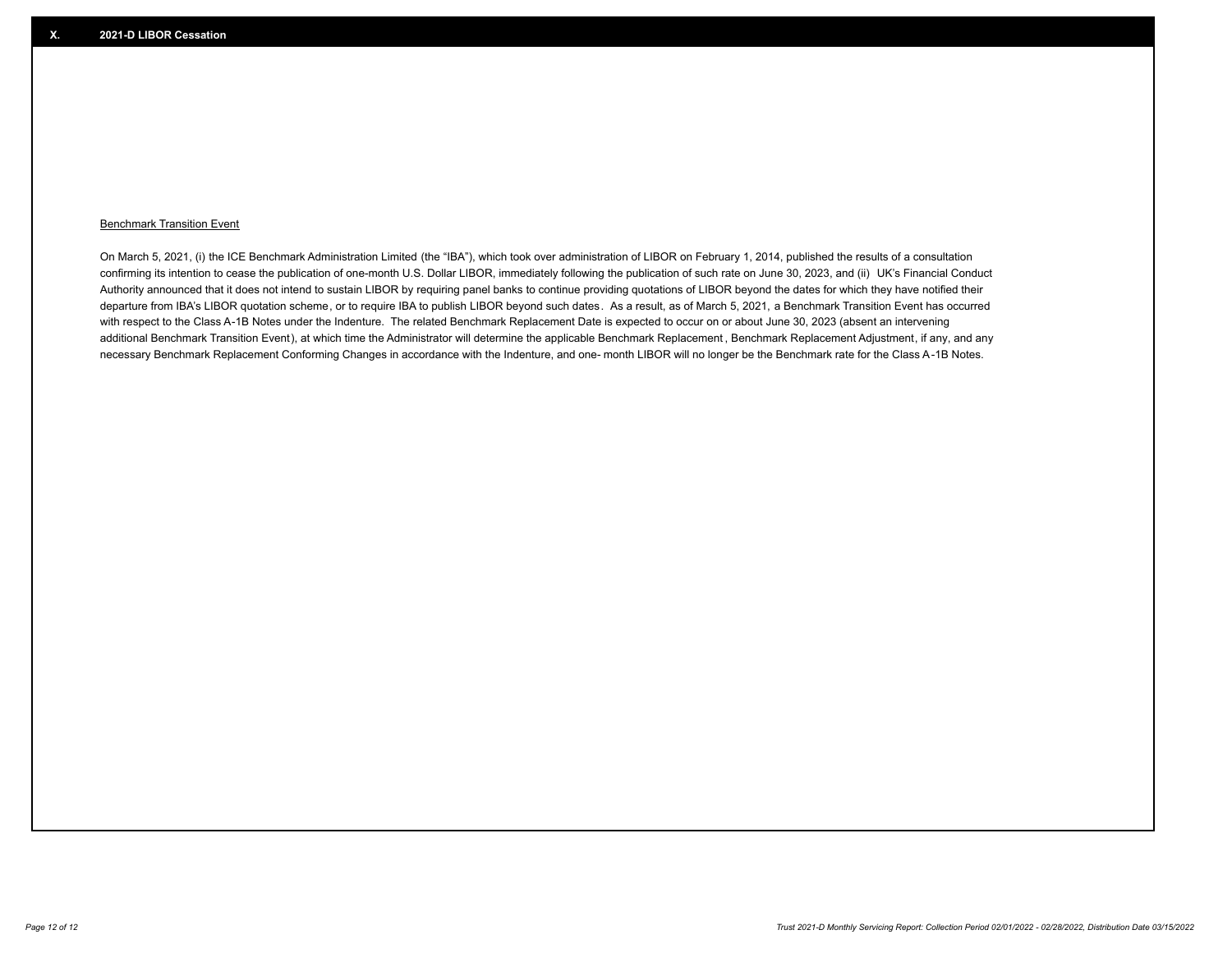## X. 2021-D LIBOR Cessation

Benchmark Transition Event

On March 5, 2021, (i) the ICE Benchmark Administration Limited (the "IBA"), which took over administration of LIBOR on February 1, 2014, published the results of a consultation confirming its intention to cease the publication of one-month U.S. Dollar LIBOR, immediately following the publication of such rate on June 30, 2023, and (ii) UK's Financial Conduct Authority announced that it does not intend to sustain LIBOR by requiring panel banks to continue providing quotations of LIBOR beyond the dates for which they have notified their departure from IBA's LIBOR quotation scheme, or to require IBA to publish LIBOR beyond such dates. As a result, as of March 5, 2021, a Benchmark Transition Event has occurred with respect to the Class A-1B Notes under the Indenture. The related Benchmark Replacement Date is expected to occur on or about June 30, 2023 (absent an intervening additional Benchmark Transition Event), at which time the Administrator will determine the applicable Benchmark Replacement, Benchmark Replacement Adjustment, if any, and any necessary Benchmark Replacement Conforming Changes in accordance with the Indenture, and one- month LIBOR will no longer be the Benchmark rate for the Class A-1B Notes.